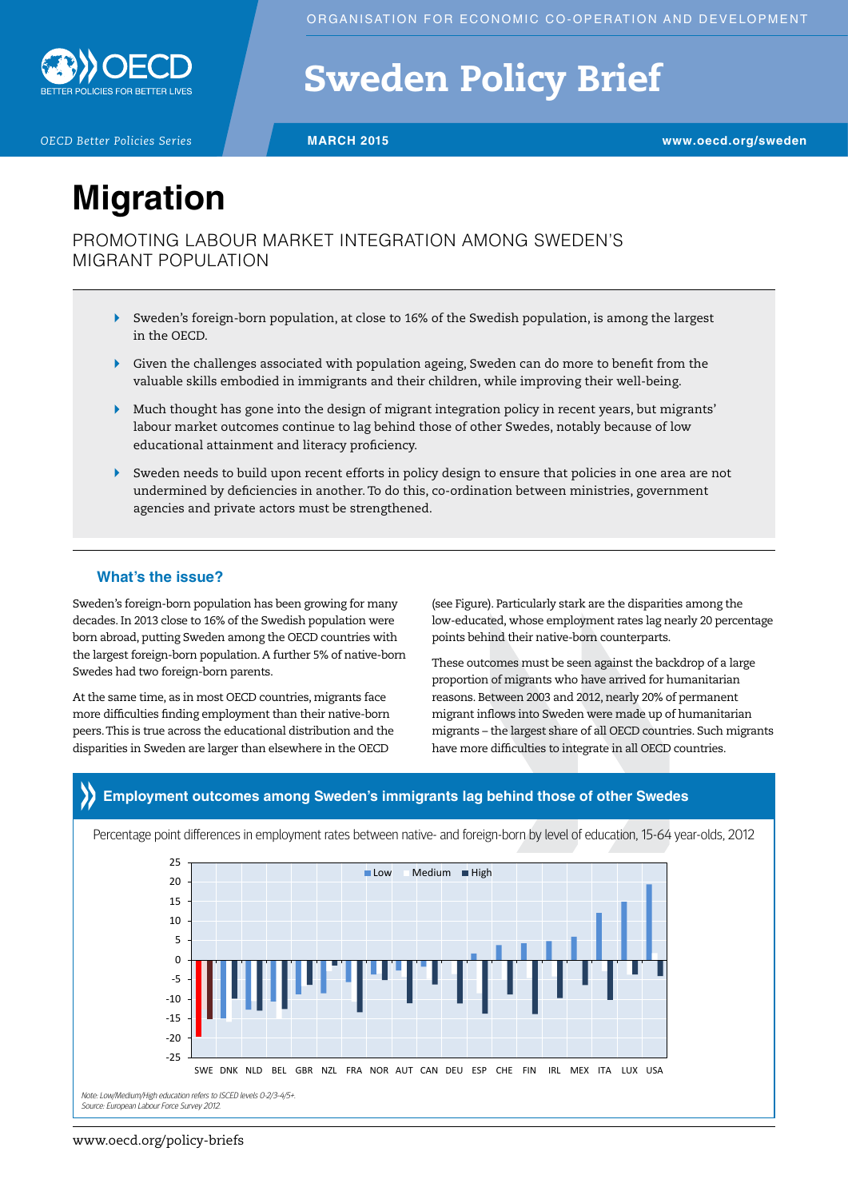# Sweden Policy Brief

*OECD Better Policies Series*

**MARCH 2015**

www.oecd.org/sweden

# Migration

## PROMOTING LABOUR MARKET INTEGRATION AMONG SWEDEN'S MIGRANT POPULATION

- Sweden's foreign-born population, at close to 16% of the Swedish population, is among the largest in the OECD.
- Given the challenges associated with population ageing, Sweden can do more to benefit from the valuable skills embodied in immigrants and their children, while improving their well-being.
- Much thought has gone into the design of migrant integration policy in recent years, but migrants' labour market outcomes continue to lag behind those of other Swedes, notably because of low educational attainment and literacy proficiency.
- Sweden needs to build upon recent efforts in policy design to ensure that policies in one area are not undermined by deficiencies in another. To do this, co-ordination between ministries, government agencies and private actors must be strengthened.

### What's the issue?

Sweden's foreign-born population has been growing for many decades. In 2013 close to 16% of the Swedish population were born abroad, putting Sweden among the OECD countries with the largest foreign-born population. A further 5% of native-born Swedes had two foreign-born parents.

At the same time, as in most OECD countries, migrants face more difficulties finding employment than their native-born peers. This is true across the educational distribution and the disparities in Sweden are larger than elsewhere in the OECD (see Figure). Particularly stark are the disparities among the low-educated, whose employment rates lag nearly 20 percentage points behind their native-born counterparts.

These outcomes must be seen against the backdrop of a large proportion of migrants who have arrived for humanitarian reasons. Between 2003 and 2012, nearly 20% of permanent migrant inflows into Sweden were made up of humanitarian migrants – the largest share of all OECD countries. Such migrants have more difficulties to integrate in all OECD countries.

**Employment outcomes among Sweden's immigrants lag behind those of other Swedes**

Percentage point differences in employment rates between native- and foreign-born by level of education, 15-64 year-olds, 2012

*Note: Low/Medium/High education refers to ISCED levels 0-2/3-4/5+.*
*Source: European Labour Force Survey 2012.*

www.oecd.org/policy-briefs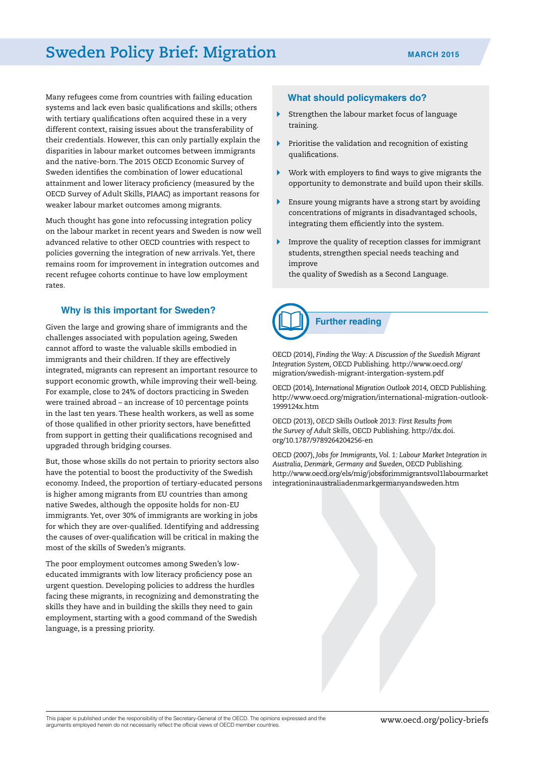# Sweden Policy Brief: Migration

**MARCH 2015**

Many refugees come from countries with failing education systems and lack even basic qualifications and skills; others with tertiary qualifications often acquired these in a very different context, raising issues about the transferability of their credentials. However, this can only partially explain the disparities in labour market outcomes between immigrants and the native-born. The 2015 OECD Economic Survey of Sweden identifies the combination of lower educational attainment and lower literacy proficiency (measured by the OECD Survey of Adult Skills, PIAAC) as important reasons for weaker labour market outcomes among migrants.

Much thought has gone into refocussing integration policy on the labour market in recent years and Sweden is now well advanced relative to other OECD countries with respect to policies governing the integration of new arrivals. Yet, there remains room for improvement in integration outcomes and recent refugee cohorts continue to have low employment rates.

## Why is this important for Sweden?

Given the large and growing share of immigrants and the challenges associated with population ageing, Sweden cannot afford to waste the valuable skills embodied in immigrants and their children. If they are effectively integrated, migrants can represent an important resource to support economic growth, while improving their well-being. For example, close to 24% of doctors practicing in Sweden were trained abroad – an increase of 10 percentage points in the last ten years. These health workers, as well as some of those qualified in other priority sectors, have benefitted from support in getting their qualifications recognised and upgraded through bridging courses.

But, those whose skills do not pertain to priority sectors also have the potential to boost the productivity of the Swedish economy. Indeed, the proportion of tertiary-educated persons is higher among migrants from EU countries than among native Swedes, although the opposite holds for non-EU immigrants. Yet, over 30% of immigrants are working in jobs for which they are over-qualified. Identifying and addressing the causes of over-qualification will be critical in making the most of the skills of Sweden's migrants.

The poor employment outcomes among Sweden's low-educated immigrants with low literacy proficiency pose an urgent question. Developing policies to address the hurdles facing these migrants, in recognizing and demonstrating the skills they have and in building the skills they need to gain employment, starting with a good command of the Swedish language, is a pressing priority.

## What should policymakers do?

- Strengthen the labour market focus of language training.
- Prioritise the validation and recognition of existing qualifications.
- Work with employers to find ways to give migrants the opportunity to demonstrate and build upon their skills.
- Ensure young migrants have a strong start by avoiding concentrations of migrants in disadvantaged schools, integrating them efficiently into the system.
- Improve the quality of reception classes for immigrant students, strengthen special needs teaching and improve
  the quality of Swedish as a Second Language.

## Further reading

OECD (2014), *Finding the Way: A Discussion of the Swedish Migrant Integration System*, OECD Publishing. http://www.oecd.org/migration/swedish-migrant-intergation-system.pdf

OECD (2014), *International Migration Outlook 2014*, OECD Publishing. http://www.oecd.org/migration/international-migration-outlook-1999124x.htm

OECD (2013), *OECD Skills Outlook 2013: First Results from the Survey of Adult Skills*, OECD Publishing. http://dx.doi.org/10.1787/9789264204256-en

OECD (2007), *Jobs for Immigrants, Vol. 1: Labour Market Integration in Australia, Denmark, Germany and Sweden*, OECD Publishing. http://www.oecd.org/els/mig/jobsforimmigrantsvol1labourmarketintegrationinaustraliadenmarkgermanyandsweden.htm

This paper is published under the responsibility of the Secretary-General of the OECD. The opinions expressed and the arguments employed herein do not necessarily reflect the official views of OECD member countries.

www.oecd.org/policy-briefs